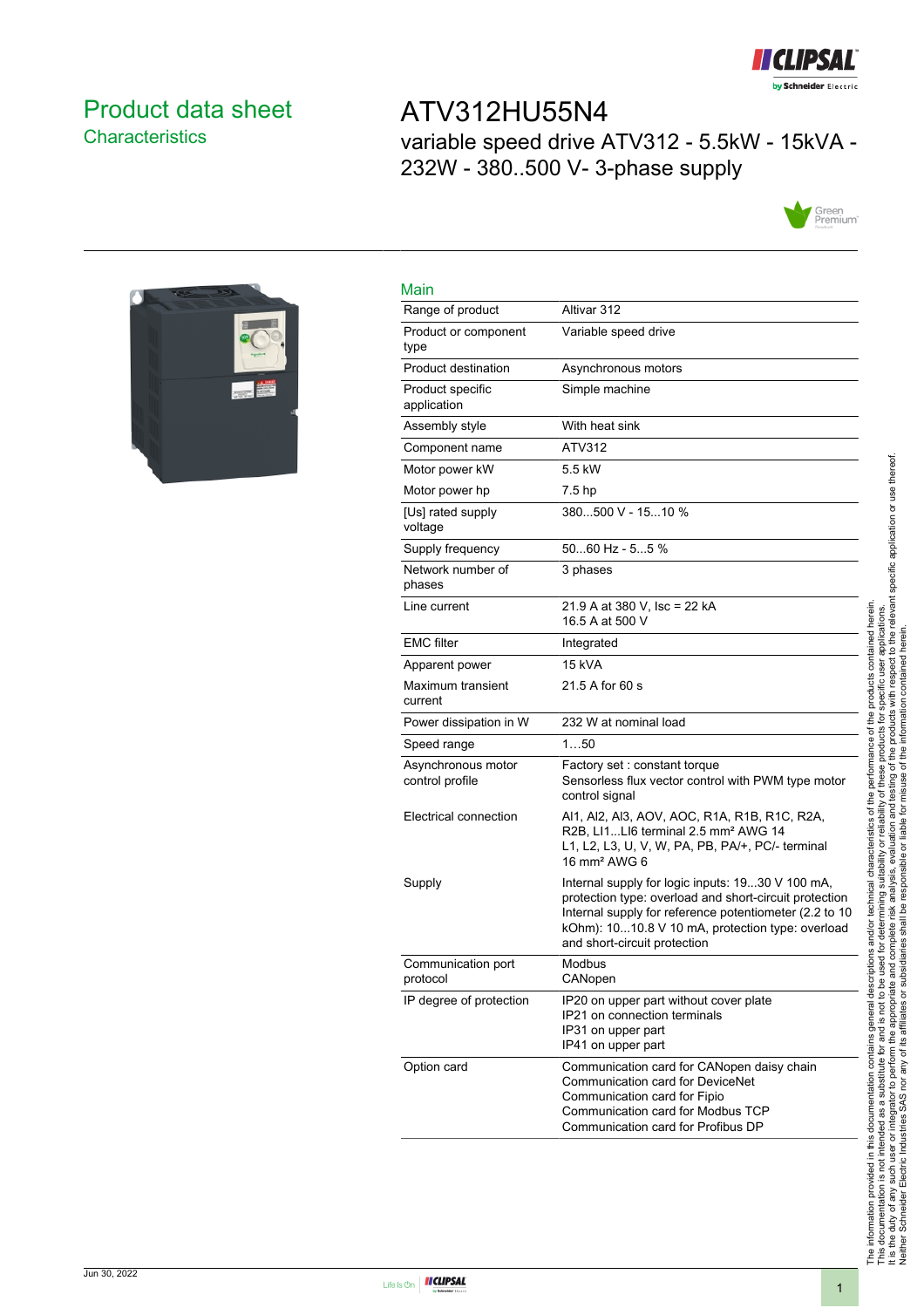# Product data sheet
## Characteristics

# ATV312HU55N4

variable speed drive ATV312 - 5.5kW - 15kVA - 232W - 380..500 V- 3-phase supply

## Main

| | |
|---|---|
| Range of product | Altivar 312 |
| Product or component type | Variable speed drive |
| Product destination | Asynchronous motors |
| Product specific application | Simple machine |
| Assembly style | With heat sink |
| Component name | ATV312 |
| Motor power kW | 5.5 kW |
| Motor power hp | 7.5 hp |
| [Us] rated supply voltage | 380...500 V - 15...10 % |
| Supply frequency | 50...60 Hz - 5...5 % |
| Network number of phases | 3 phases |
| Line current | 21.9 A at 380 V, Isc = 22 kA<br>16.5 A at 500 V |
| EMC filter | Integrated |
| Apparent power | 15 kVA |
| Maximum transient current | 21.5 A for 60 s |
| Power dissipation in W | 232 W at nominal load |
| Speed range | 1…50 |
| Asynchronous motor control profile | Factory set : constant torque<br>Sensorless flux vector control with PWM type motor control signal |
| Electrical connection | AI1, AI2, AI3, AOV, AOC, R1A, R1B, R1C, R2A, R2B, LI1...LI6 terminal 2.5 mm² AWG 14<br>L1, L2, L3, U, V, W, PA, PB, PA/+, PC/- terminal 16 mm² AWG 6 |
| Supply | Internal supply for logic inputs: 19...30 V 100 mA, protection type: overload and short-circuit protection<br>Internal supply for reference potentiometer (2.2 to 10 kOhm): 10...10.8 V 10 mA, protection type: overload and short-circuit protection |
| Communication port protocol | Modbus<br>CANopen |
| IP degree of protection | IP20 on upper part without cover plate<br>IP21 on connection terminals<br>IP31 on upper part<br>IP41 on upper part |
| Option card | Communication card for CANopen daisy chain<br>Communication card for DeviceNet<br>Communication card for Fipio<br>Communication card for Modbus TCP<br>Communication card for Profibus DP |

The information provided in this documentation contains general descriptions and/or technical characteristics of the performance of the products contained herein. This documentation is not intended as a substitute for and is not to be used for determining suitability or reliability of these products for specific user applications. It is the duty of any such user or integrator to perform the appropriate and complete risk analysis, evaluation and testing of the products with respect to the relevant specific application or use thereof. Neither Schneider Electric Industries SAS nor any of its affiliates or subsidiaries shall be responsible or liable for misuse of the information contained herein.

Jun 30, 2022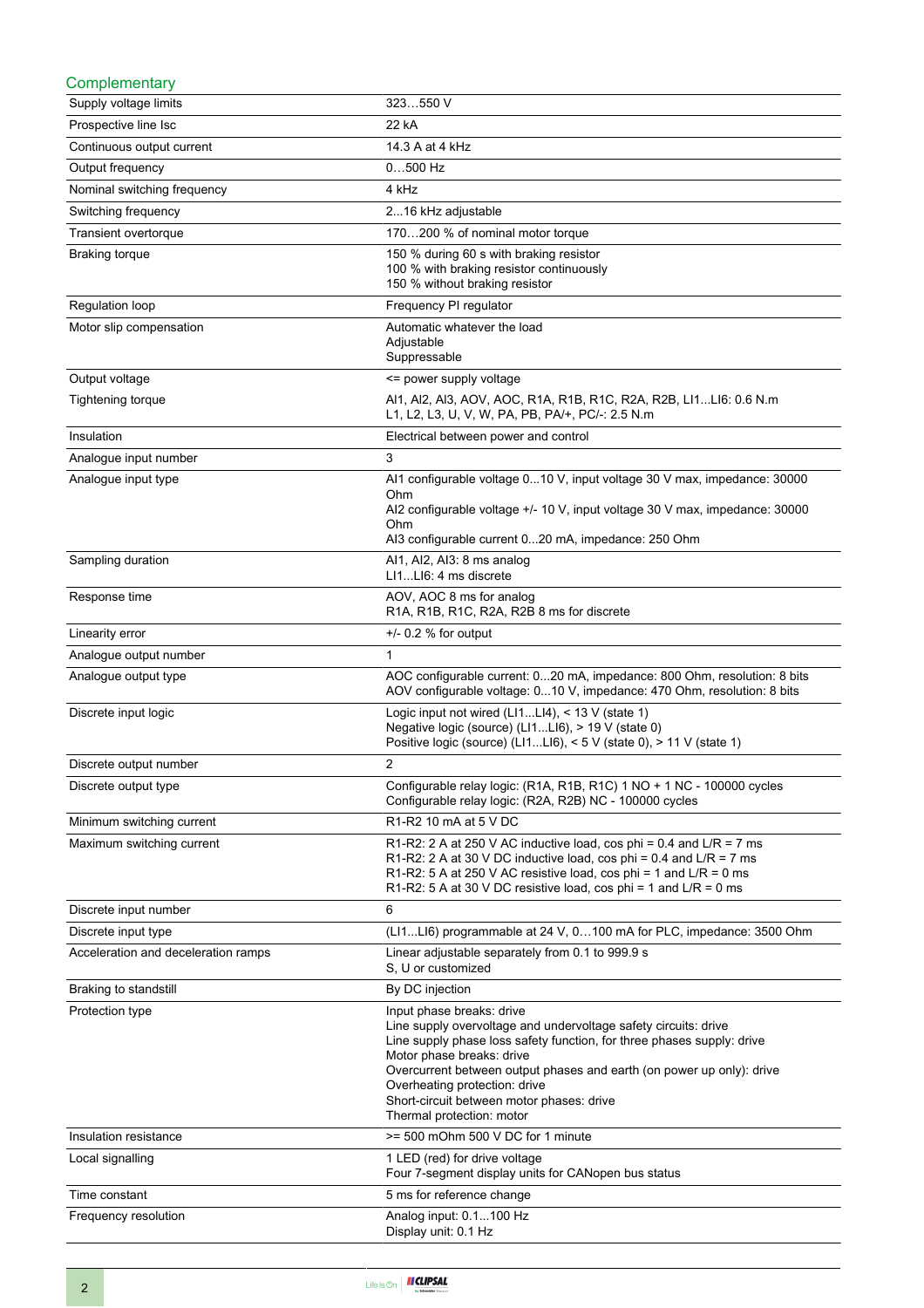## Complementary

| | |
|---|---|
| Supply voltage limits | 323…550 V |
| Prospective line Isc | 22 kA |
| Continuous output current | 14.3 A at 4 kHz |
| Output frequency | 0…500 Hz |
| Nominal switching frequency | 4 kHz |
| Switching frequency | 2...16 kHz adjustable |
| Transient overtorque | 170…200 % of nominal motor torque |
| Braking torque | 150 % during 60 s with braking resistor<br>100 % with braking resistor continuously<br>150 % without braking resistor |
| Regulation loop | Frequency PI regulator |
| Motor slip compensation | Automatic whatever the load<br>Adjustable<br>Suppressable |
| Output voltage | <= power supply voltage |
| Tightening torque | AI1, AI2, AI3, AOV, AOC, R1A, R1B, R1C, R2A, R2B, LI1...LI6: 0.6 N.m<br>L1, L2, L3, U, V, W, PA, PB, PA/+, PC/-: 2.5 N.m |
| Insulation | Electrical between power and control |
| Analogue input number | 3 |
| Analogue input type | AI1 configurable voltage 0...10 V, input voltage 30 V max, impedance: 30000 Ohm<br>AI2 configurable voltage +/- 10 V, input voltage 30 V max, impedance: 30000 Ohm<br>AI3 configurable current 0...20 mA, impedance: 250 Ohm |
| Sampling duration | AI1, AI2, AI3: 8 ms analog<br>LI1...LI6: 4 ms discrete |
| Response time | AOV, AOC 8 ms for analog<br>R1A, R1B, R1C, R2A, R2B 8 ms for discrete |
| Linearity error | +/- 0.2 % for output |
| Analogue output number | 1 |
| Analogue output type | AOC configurable current: 0...20 mA, impedance: 800 Ohm, resolution: 8 bits<br>AOV configurable voltage: 0...10 V, impedance: 470 Ohm, resolution: 8 bits |
| Discrete input logic | Logic input not wired (LI1...LI4), < 13 V (state 1)<br>Negative logic (source) (LI1...LI6), > 19 V (state 0)<br>Positive logic (source) (LI1...LI6), < 5 V (state 0), > 11 V (state 1) |
| Discrete output number | 2 |
| Discrete output type | Configurable relay logic: (R1A, R1B, R1C) 1 NO + 1 NC - 100000 cycles<br>Configurable relay logic: (R2A, R2B) NC - 100000 cycles |
| Minimum switching current | R1-R2 10 mA at 5 V DC |
| Maximum switching current | R1-R2: 2 A at 250 V AC inductive load, cos phi = 0.4 and L/R = 7 ms<br>R1-R2: 2 A at 30 V DC inductive load, cos phi = 0.4 and L/R = 7 ms<br>R1-R2: 5 A at 250 V AC resistive load, cos phi = 1 and L/R = 0 ms<br>R1-R2: 5 A at 30 V DC resistive load, cos phi = 1 and L/R = 0 ms |
| Discrete input number | 6 |
| Discrete input type | (LI1...LI6) programmable at 24 V, 0…100 mA for PLC, impedance: 3500 Ohm |
| Acceleration and deceleration ramps | Linear adjustable separately from 0.1 to 999.9 s<br>S, U or customized |
| Braking to standstill | By DC injection |
| Protection type | Input phase breaks: drive<br>Line supply overvoltage and undervoltage safety circuits: drive<br>Line supply phase loss safety function, for three phases supply: drive<br>Motor phase breaks: drive<br>Overcurrent between output phases and earth (on power up only): drive<br>Overheating protection: drive<br>Short-circuit between motor phases: drive<br>Thermal protection: motor |
| Insulation resistance | >= 500 mOhm 500 V DC for 1 minute |
| Local signalling | 1 LED (red) for drive voltage<br>Four 7-segment display units for CANopen bus status |
| Time constant | 5 ms for reference change |
| Frequency resolution | Analog input: 0.1...100 Hz<br>Display unit: 0.1 Hz |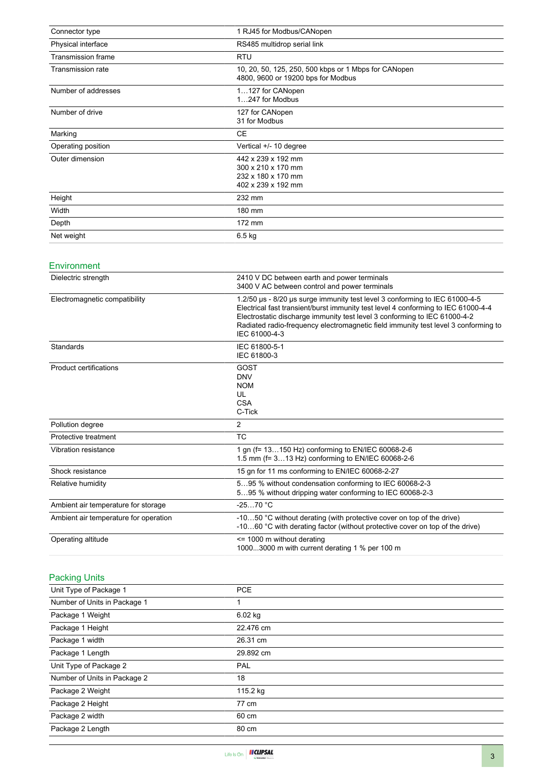| | |
|---|---|
| Connector type | 1 RJ45 for Modbus/CANopen |
| Physical interface | RS485 multidrop serial link |
| Transmission frame | RTU |
| Transmission rate | 10, 20, 50, 125, 250, 500 kbps or 1 Mbps for CANopen<br>4800, 9600 or 19200 bps for Modbus |
| Number of addresses | 1…127 for CANopen<br>1…247 for Modbus |
| Number of drive | 127 for CANopen<br>31 for Modbus |
| Marking | CE |
| Operating position | Vertical +/- 10 degree |
| Outer dimension | 442 x 239 x 192 mm<br>300 x 210 x 170 mm<br>232 x 180 x 170 mm<br>402 x 239 x 192 mm |
| Height | 232 mm |
| Width | 180 mm |
| Depth | 172 mm |
| Net weight | 6.5 kg |

## Environment

| | |
|---|---|
| Dielectric strength | 2410 V DC between earth and power terminals<br>3400 V AC between control and power terminals |
| Electromagnetic compatibility | 1.2/50 µs - 8/20 µs surge immunity test level 3 conforming to IEC 61000-4-5<br>Electrical fast transient/burst immunity test level 4 conforming to IEC 61000-4-4<br>Electrostatic discharge immunity test level 3 conforming to IEC 61000-4-2<br>Radiated radio-frequency electromagnetic field immunity test level 3 conforming to IEC 61000-4-3 |
| Standards | IEC 61800-5-1<br>IEC 61800-3 |
| Product certifications | GOST<br>DNV<br>NOM<br>UL<br>CSA<br>C-Tick |
| Pollution degree | 2 |
| Protective treatment | TC |
| Vibration resistance | 1 gn (f= 13…150 Hz) conforming to EN/IEC 60068-2-6<br>1.5 mm (f= 3…13 Hz) conforming to EN/IEC 60068-2-6 |
| Shock resistance | 15 gn for 11 ms conforming to EN/IEC 60068-2-27 |
| Relative humidity | 5…95 % without condensation conforming to IEC 60068-2-3<br>5…95 % without dripping water conforming to IEC 60068-2-3 |
| Ambient air temperature for storage | -25…70 °C |
| Ambient air temperature for operation | -10…50 °C without derating (with protective cover on top of the drive)<br>-10…60 °C with derating factor (without protective cover on top of the drive) |
| Operating altitude | <= 1000 m without derating<br>1000...3000 m with current derating 1 % per 100 m |

## Packing Units

| | |
|---|---|
| Unit Type of Package 1 | PCE |
| Number of Units in Package 1 | 1 |
| Package 1 Weight | 6.02 kg |
| Package 1 Height | 22.476 cm |
| Package 1 width | 26.31 cm |
| Package 1 Length | 29.892 cm |
| Unit Type of Package 2 | PAL |
| Number of Units in Package 2 | 18 |
| Package 2 Weight | 115.2 kg |
| Package 2 Height | 77 cm |
| Package 2 width | 60 cm |
| Package 2 Length | 80 cm |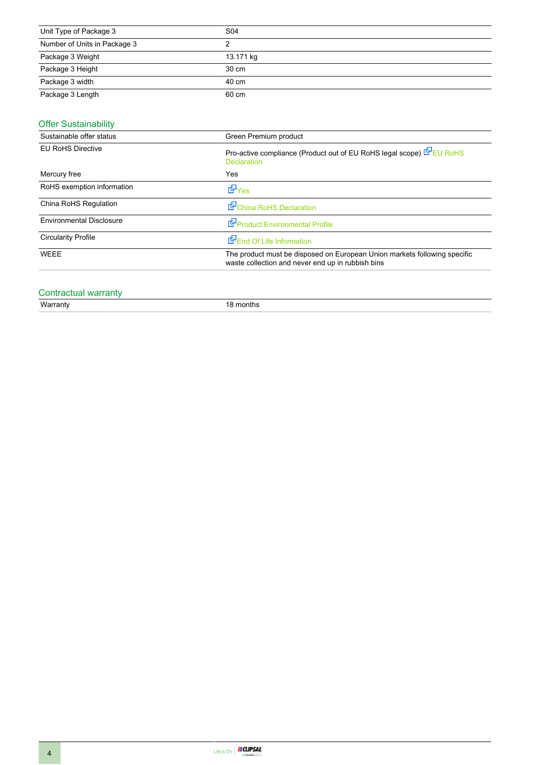| | |
|---|---|
| Unit Type of Package 3 | S04 |
| Number of Units in Package 3 | 2 |
| Package 3 Weight | 13.171 kg |
| Package 3 Height | 30 cm |
| Package 3 width | 40 cm |
| Package 3 Length | 60 cm |

## Offer Sustainability

| | |
|---|---|
| Sustainable offer status | Green Premium product |
| EU RoHS Directive | Pro-active compliance (Product out of EU RoHS legal scope) EU RoHS Declaration |
| Mercury free | Yes |
| RoHS exemption information | Yes |
| China RoHS Regulation | China RoHS Declaration |
| Environmental Disclosure | Product Environmental Profile |
| Circularity Profile | End Of Life Information |
| WEEE | The product must be disposed on European Union markets following specific waste collection and never end up in rubbish bins |

## Contractual warranty

| | |
|---|---|
| Warranty | 18 months |